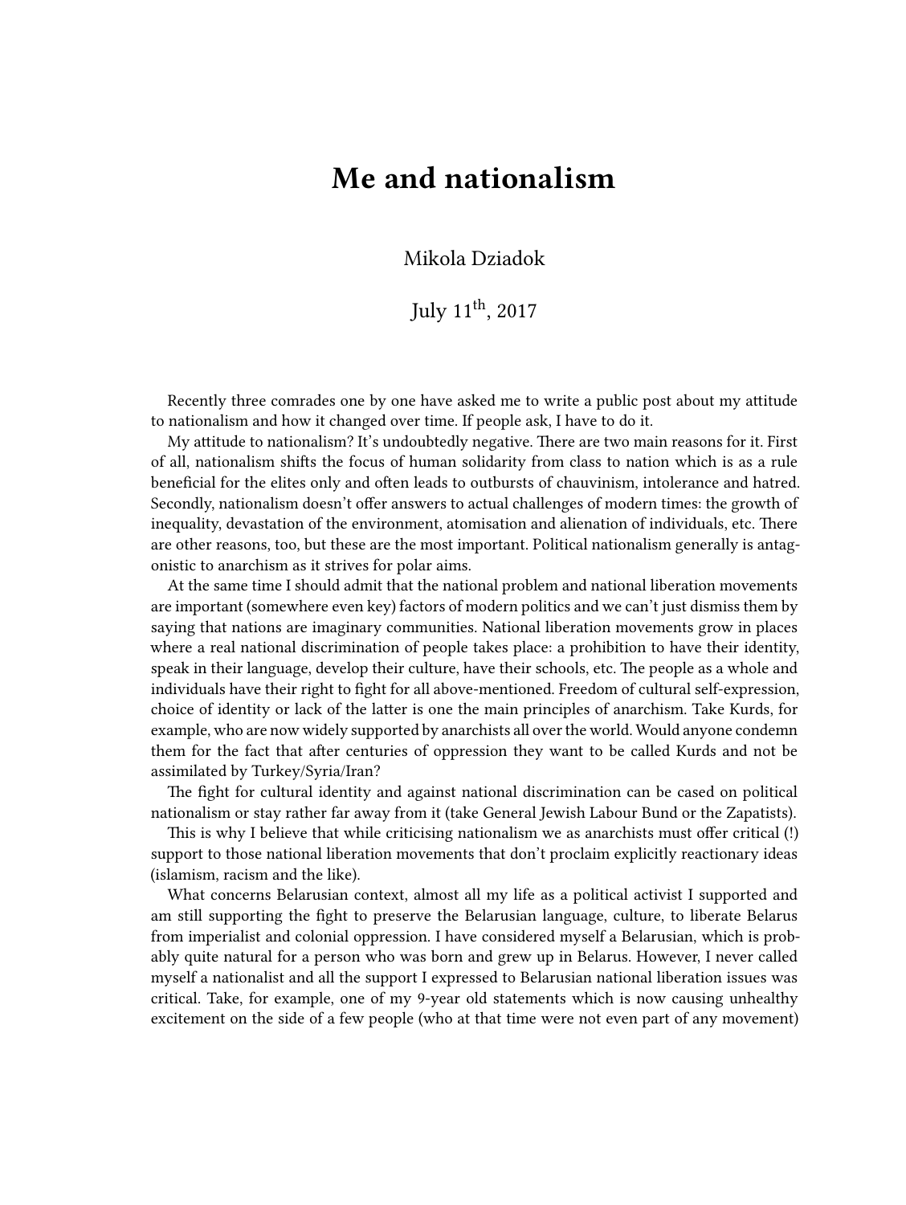# Me and nationalism

Mikola Dziadok

July 11th, 2017

Recently three comrades one by one have asked me to write a public post about my attitude to nationalism and how it changed over time. If people ask, I have to do it.

My attitude to nationalism? It's undoubtedly negative. There are two main reasons for it. First of all, nationalism shifts the focus of human solidarity from class to nation which is as a rule beneficial for the elites only and often leads to outbursts of chauvinism, intolerance and hatred. Secondly, nationalism doesn't offer answers to actual challenges of modern times: the growth of inequality, devastation of the environment, atomisation and alienation of individuals, etc. There are other reasons, too, but these are the most important. Political nationalism generally is antagonistic to anarchism as it strives for polar aims.

At the same time I should admit that the national problem and national liberation movements are important (somewhere even key) factors of modern politics and we can't just dismiss them by saying that nations are imaginary communities. National liberation movements grow in places where a real national discrimination of people takes place: a prohibition to have their identity, speak in their language, develop their culture, have their schools, etc. The people as a whole and individuals have their right to fight for all above-mentioned. Freedom of cultural self-expression, choice of identity or lack of the latter is one the main principles of anarchism. Take Kurds, for example, who are now widely supported by anarchists all over the world. Would anyone condemn them for the fact that after centuries of oppression they want to be called Kurds and not be assimilated by Turkey/Syria/Iran?

The fight for cultural identity and against national discrimination can be cased on political nationalism or stay rather far away from it (take General Jewish Labour Bund or the Zapatists).

This is why I believe that while criticising nationalism we as anarchists must offer critical (!) support to those national liberation movements that don't proclaim explicitly reactionary ideas (islamism, racism and the like).

What concerns Belarusian context, almost all my life as a political activist I supported and am still supporting the fight to preserve the Belarusian language, culture, to liberate Belarus from imperialist and colonial oppression. I have considered myself a Belarusian, which is probably quite natural for a person who was born and grew up in Belarus. However, I never called myself a nationalist and all the support I expressed to Belarusian national liberation issues was critical. Take, for example, one of my 9-year old statements which is now causing unhealthy excitement on the side of a few people (who at that time were not even part of any movement)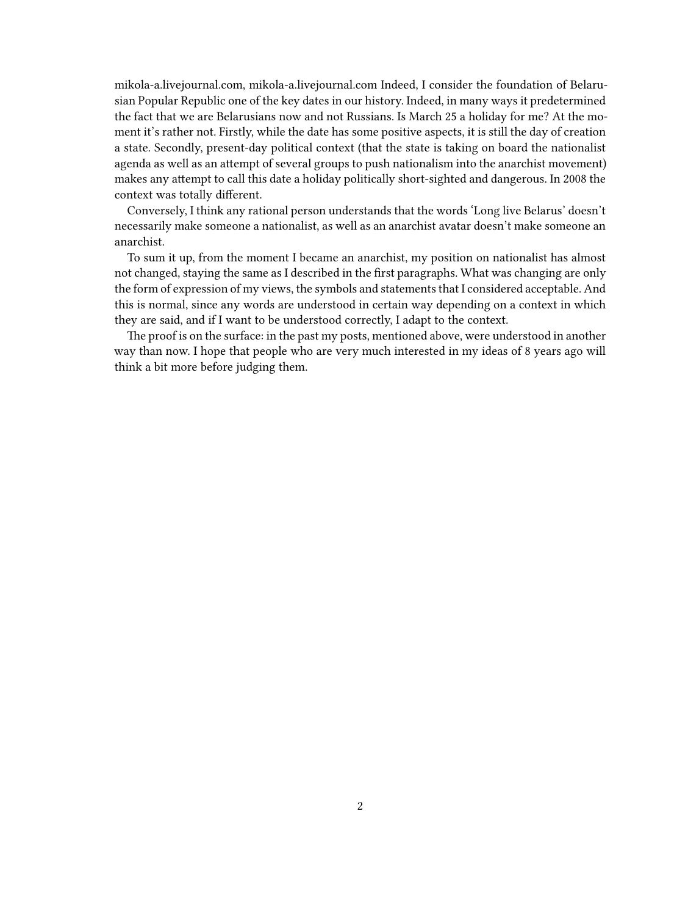mikola-a.livejournal.com, mikola-a.livejournal.com Indeed, I consider the foundation of Belarusian Popular Republic one of the key dates in our history. Indeed, in many ways it predetermined the fact that we are Belarusians now and not Russians. Is March 25 a holiday for me? At the moment it's rather not. Firstly, while the date has some positive aspects, it is still the day of creation a state. Secondly, present-day political context (that the state is taking on board the nationalist agenda as well as an attempt of several groups to push nationalism into the anarchist movement) makes any attempt to call this date a holiday politically short-sighted and dangerous. In 2008 the context was totally different.

Conversely, I think any rational person understands that the words 'Long live Belarus' doesn't necessarily make someone a nationalist, as well as an anarchist avatar doesn't make someone an anarchist.

To sum it up, from the moment I became an anarchist, my position on nationalist has almost not changed, staying the same as I described in the first paragraphs. What was changing are only the form of expression of my views, the symbols and statements that I considered acceptable. And this is normal, since any words are understood in certain way depending on a context in which they are said, and if I want to be understood correctly, I adapt to the context.

The proof is on the surface: in the past my posts, mentioned above, were understood in another way than now. I hope that people who are very much interested in my ideas of 8 years ago will think a bit more before judging them.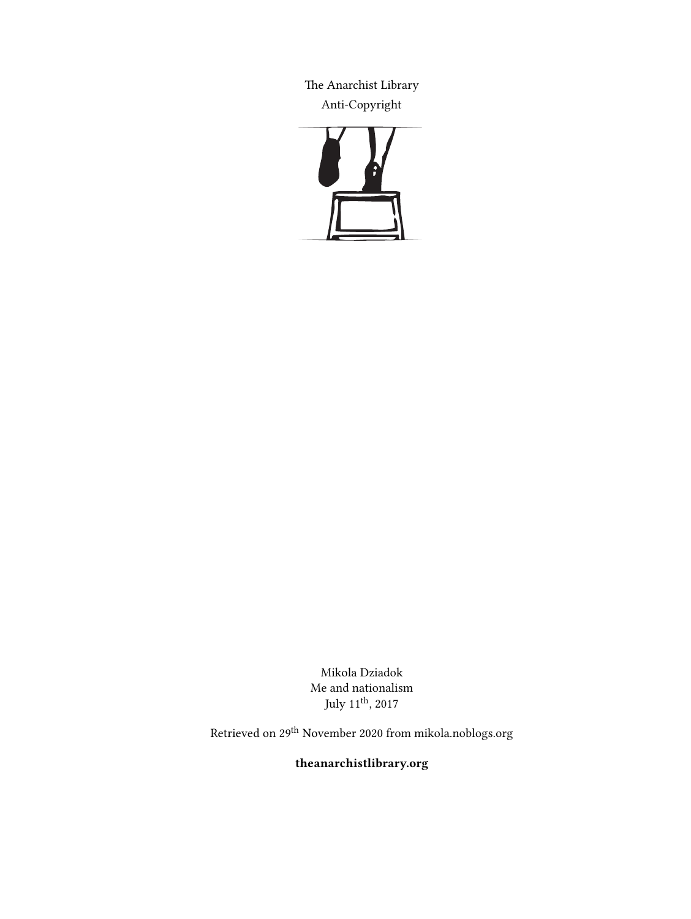The Anarchist Library
Anti-Copyright

Mikola Dziadok
Me and nationalism
July 11th, 2017

Retrieved on 29th November 2020 from mikola.noblogs.org

**theanarchistlibrary.org**